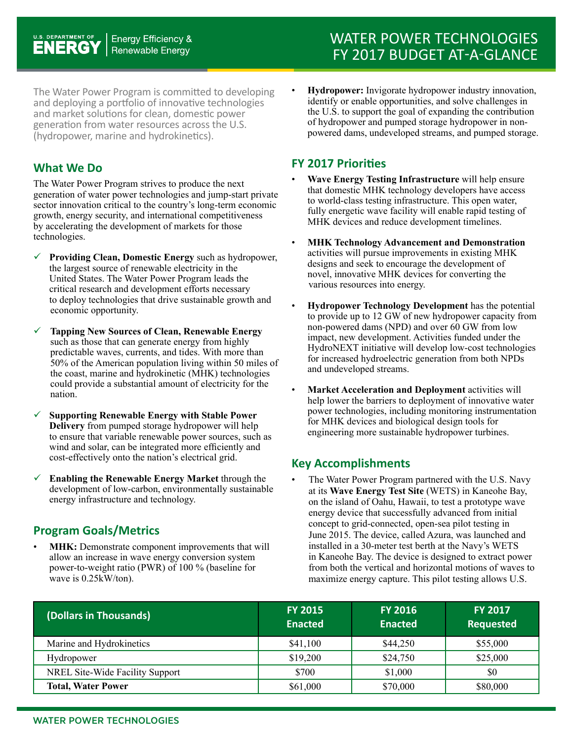# WATER POWER TECHNOLOGIES FY 2017 BUDGET AT-A-GLANCE

The Water Power Program is committed to developing and deploying a portfolio of innovative technologies and market solutions for clean, domestic power generation from water resources across the U.S. (hydropower, marine and hydrokinetics).

## What We Do

The Water Power Program strives to produce the next generation of water power technologies and jump-start private sector innovation critical to the country's long-term economic growth, energy security, and international competitiveness by accelerating the development of markets for those technologies.

- ✓ **Providing Clean, Domestic Energy** such as hydropower, the largest source of renewable electricity in the United States. The Water Power Program leads the critical research and development efforts necessary to deploy technologies that drive sustainable growth and economic opportunity.
- ✓ **Tapping New Sources of Clean, Renewable Energy** such as those that can generate energy from highly predictable waves, currents, and tides. With more than 50% of the American population living within 50 miles of the coast, marine and hydrokinetic (MHK) technologies could provide a substantial amount of electricity for the nation.
- ✓ **Supporting Renewable Energy with Stable Power Delivery** from pumped storage hydropower will help to ensure that variable renewable power sources, such as wind and solar, can be integrated more efficiently and cost-effectively onto the nation's electrical grid.
- ✓ **Enabling the Renewable Energy Market** through the development of low-carbon, environmentally sustainable energy infrastructure and technology.

## Program Goals/Metrics

- **MHK:** Demonstrate component improvements that will allow an increase in wave energy conversion system power-to-weight ratio (PWR) of 100 % (baseline for wave is 0.25kW/ton).
- **Hydropower:** Invigorate hydropower industry innovation, identify or enable opportunities, and solve challenges in the U.S. to support the goal of expanding the contribution of hydropower and pumped storage hydropower in non-powered dams, undeveloped streams, and pumped storage.

## FY 2017 Priorities

- **Wave Energy Testing Infrastructure** will help ensure that domestic MHK technology developers have access to world-class testing infrastructure. This open water, fully energetic wave facility will enable rapid testing of MHK devices and reduce development timelines.
- **MHK Technology Advancement and Demonstration** activities will pursue improvements in existing MHK designs and seek to encourage the development of novel, innovative MHK devices for converting the various resources into energy.
- **Hydropower Technology Development** has the potential to provide up to 12 GW of new hydropower capacity from non-powered dams (NPD) and over 60 GW from low impact, new development. Activities funded under the HydroNEXT initiative will develop low-cost technologies for increased hydroelectric generation from both NPDs and undeveloped streams.
- **Market Acceleration and Deployment** activities will help lower the barriers to deployment of innovative water power technologies, including monitoring instrumentation for MHK devices and biological design tools for engineering more sustainable hydropower turbines.

## Key Accomplishments

- The Water Power Program partnered with the U.S. Navy at its **Wave Energy Test Site** (WETS) in Kaneohe Bay, on the island of Oahu, Hawaii, to test a prototype wave energy device that successfully advanced from initial concept to grid-connected, open-sea pilot testing in June 2015. The device, called Azura, was launched and installed in a 30-meter test berth at the Navy's WETS in Kaneohe Bay. The device is designed to extract power from both the vertical and horizontal motions of waves to maximize energy capture. This pilot testing allows U.S.

| (Dollars in Thousands) | FY 2015 Enacted | FY 2016 Enacted | FY 2017 Requested |
|---|---|---|---|
| Marine and Hydrokinetics | $41,100 | $44,250 | $55,000 |
| Hydropower | $19,200 | $24,750 | $25,000 |
| NREL Site-Wide Facility Support | $700 | $1,000 | $0 |
| **Total, Water Power** | $61,000 | $70,000 | $80,000 |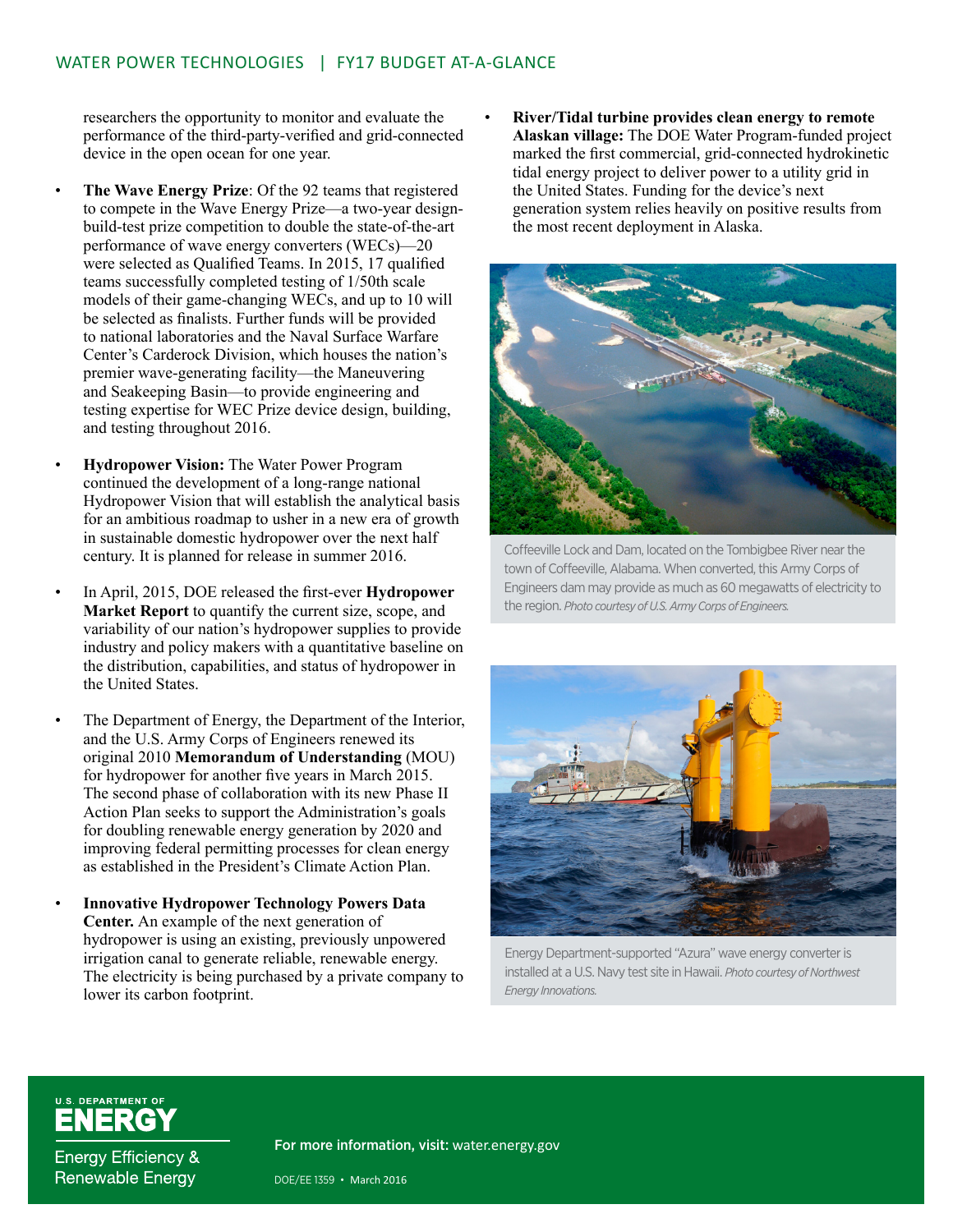researchers the opportunity to monitor and evaluate the performance of the third-party-verified and grid-connected device in the open ocean for one year.

- **The Wave Energy Prize**: Of the 92 teams that registered to compete in the Wave Energy Prize—a two-year design-build-test prize competition to double the state-of-the-art performance of wave energy converters (WECs)—20 were selected as Qualified Teams. In 2015, 17 qualified teams successfully completed testing of 1/50th scale models of their game-changing WECs, and up to 10 will be selected as finalists. Further funds will be provided to national laboratories and the Naval Surface Warfare Center's Carderock Division, which houses the nation's premier wave-generating facility—the Maneuvering and Seakeeping Basin—to provide engineering and testing expertise for WEC Prize device design, building, and testing throughout 2016.

- **Hydropower Vision:** The Water Power Program continued the development of a long-range national Hydropower Vision that will establish the analytical basis for an ambitious roadmap to usher in a new era of growth in sustainable domestic hydropower over the next half century. It is planned for release in summer 2016.

- In April, 2015, DOE released the first-ever **Hydropower Market Report** to quantify the current size, scope, and variability of our nation's hydropower supplies to provide industry and policy makers with a quantitative baseline on the distribution, capabilities, and status of hydropower in the United States.

- The Department of Energy, the Department of the Interior, and the U.S. Army Corps of Engineers renewed its original 2010 **Memorandum of Understanding** (MOU) for hydropower for another five years in March 2015. The second phase of collaboration with its new Phase II Action Plan seeks to support the Administration's goals for doubling renewable energy generation by 2020 and improving federal permitting processes for clean energy as established in the President's Climate Action Plan.

- **Innovative Hydropower Technology Powers Data Center.** An example of the next generation of hydropower is using an existing, previously unpowered irrigation canal to generate reliable, renewable energy. The electricity is being purchased by a private company to lower its carbon footprint.

- **River/Tidal turbine provides clean energy to remote Alaskan village:** The DOE Water Program-funded project marked the first commercial, grid-connected hydrokinetic tidal energy project to deliver power to a utility grid in the United States. Funding for the device's next generation system relies heavily on positive results from the most recent deployment in Alaska.

Coffeeville Lock and Dam, located on the Tombigbee River near the town of Coffeeville, Alabama. When converted, this Army Corps of Engineers dam may provide as much as 60 megawatts of electricity to the region. *Photo courtesy of U.S. Army Corps of Engineers.*

Energy Department-supported "Azura" wave energy converter is installed at a U.S. Navy test site in Hawaii. *Photo courtesy of Northwest Energy Innovations.*

U.S. DEPARTMENT OF ENERGY

Energy Efficiency & Renewable Energy

**For more information, visit:** water.energy.gov

DOE/EE 1359 • March 2016